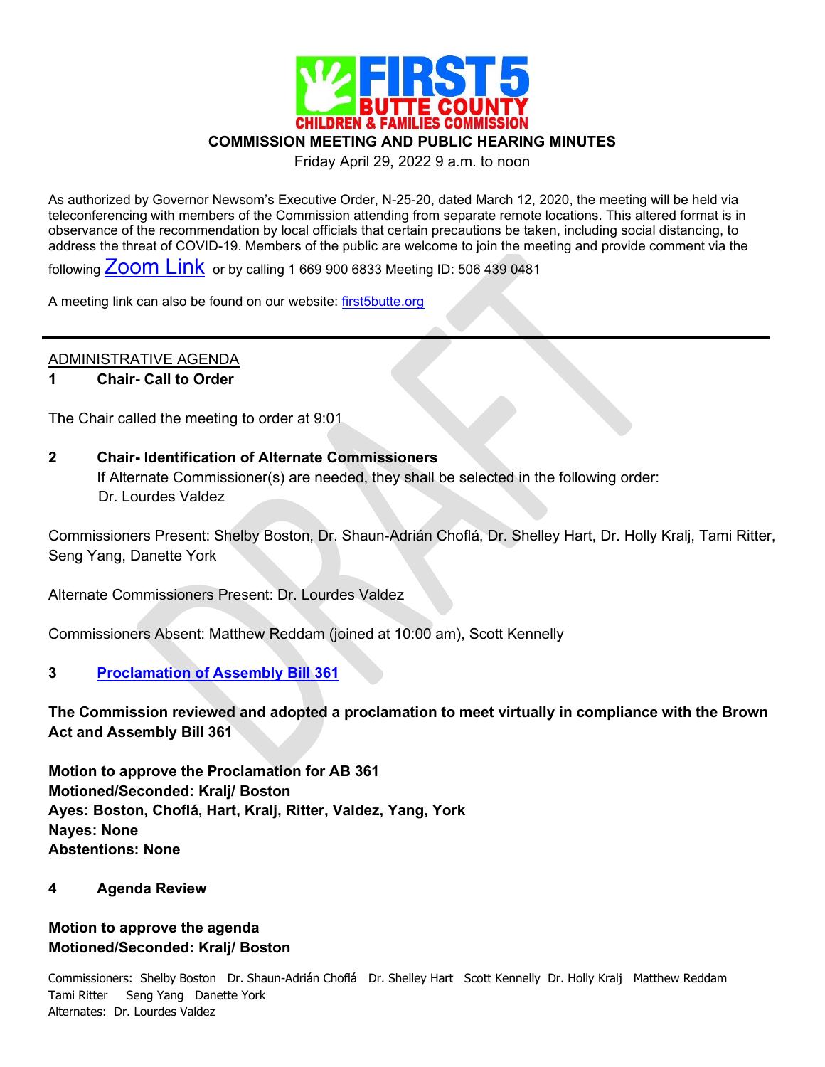# FIRST 5 BUTTE COUNTY CHILDREN & FAMILIES COMMISSION

## COMMISSION MEETING AND PUBLIC HEARING MINUTES

Friday April 29, 2022 9 a.m. to noon

As authorized by Governor Newsom's Executive Order, N-25-20, dated March 12, 2020, the meeting will be held via teleconferencing with members of the Commission attending from separate remote locations. This altered format is in observance of the recommendation by local officials that certain precautions be taken, including social distancing, to address the threat of COVID-19. Members of the public are welcome to join the meeting and provide comment via the following Zoom Link or by calling 1 669 900 6833 Meeting ID: 506 439 0481

A meeting link can also be found on our website: first5butte.org

---

ADMINISTRATIVE AGENDA

**1 Chair- Call to Order**

The Chair called the meeting to order at 9:01

**2 Chair- Identification of Alternate Commissioners**

If Alternate Commissioner(s) are needed, they shall be selected in the following order:
Dr. Lourdes Valdez

Commissioners Present: Shelby Boston, Dr. Shaun-Adrián Choflá, Dr. Shelley Hart, Dr. Holly Kralj, Tami Ritter, Seng Yang, Danette York

Alternate Commissioners Present: Dr. Lourdes Valdez

Commissioners Absent: Matthew Reddam (joined at 10:00 am), Scott Kennelly

**3 Proclamation of Assembly Bill 361**

**The Commission reviewed and adopted a proclamation to meet virtually in compliance with the Brown Act and Assembly Bill 361**

**Motion to approve the Proclamation for AB 361**
**Motioned/Seconded: Kralj/ Boston**
**Ayes: Boston, Choflá, Hart, Kralj, Ritter, Valdez, Yang, York**
**Nayes: None**
**Abstentions: None**

**4 Agenda Review**

**Motion to approve the agenda**
**Motioned/Seconded: Kralj/ Boston**

Commissioners: Shelby Boston Dr. Shaun-Adrián Choflá Dr. Shelley Hart Scott Kennelly Dr. Holly Kralj Matthew Reddam Tami Ritter Seng Yang Danette York
Alternates: Dr. Lourdes Valdez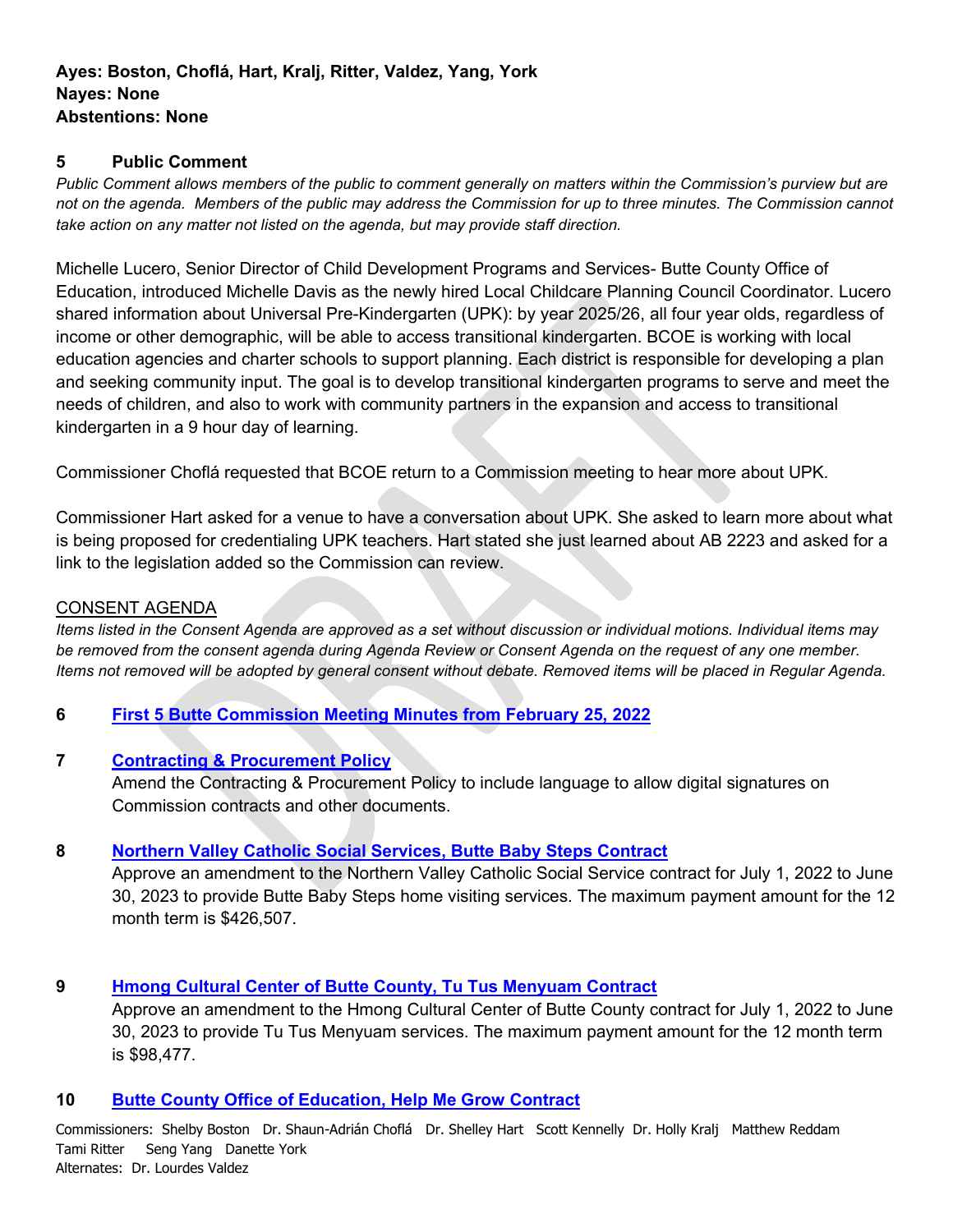**Ayes: Boston, Choflá, Hart, Kralj, Ritter, Valdez, Yang, York**
**Nayes: None**
**Abstentions: None**

## 5 Public Comment

*Public Comment allows members of the public to comment generally on matters within the Commission's purview but are not on the agenda. Members of the public may address the Commission for up to three minutes. The Commission cannot take action on any matter not listed on the agenda, but may provide staff direction.*

Michelle Lucero, Senior Director of Child Development Programs and Services- Butte County Office of Education, introduced Michelle Davis as the newly hired Local Childcare Planning Council Coordinator. Lucero shared information about Universal Pre-Kindergarten (UPK): by year 2025/26, all four year olds, regardless of income or other demographic, will be able to access transitional kindergarten. BCOE is working with local education agencies and charter schools to support planning. Each district is responsible for developing a plan and seeking community input. The goal is to develop transitional kindergarten programs to serve and meet the needs of children, and also to work with community partners in the expansion and access to transitional kindergarten in a 9 hour day of learning.

Commissioner Choflá requested that BCOE return to a Commission meeting to hear more about UPK.

Commissioner Hart asked for a venue to have a conversation about UPK. She asked to learn more about what is being proposed for credentialing UPK teachers. Hart stated she just learned about AB 2223 and asked for a link to the legislation added so the Commission can review.

## CONSENT AGENDA

*Items listed in the Consent Agenda are approved as a set without discussion or individual motions. Individual items may be removed from the consent agenda during Agenda Review or Consent Agenda on the request of any one member. Items not removed will be adopted by general consent without debate. Removed items will be placed in Regular Agenda.*

### 6 First 5 Butte Commission Meeting Minutes from February 25, 2022

### 7 Contracting & Procurement Policy

Amend the Contracting & Procurement Policy to include language to allow digital signatures on Commission contracts and other documents.

### 8 Northern Valley Catholic Social Services, Butte Baby Steps Contract

Approve an amendment to the Northern Valley Catholic Social Service contract for July 1, 2022 to June 30, 2023 to provide Butte Baby Steps home visiting services. The maximum payment amount for the 12 month term is $426,507.

### 9 Hmong Cultural Center of Butte County, Tu Tus Menyuam Contract

Approve an amendment to the Hmong Cultural Center of Butte County contract for July 1, 2022 to June 30, 2023 to provide Tu Tus Menyuam services. The maximum payment amount for the 12 month term is $98,477.

### 10 Butte County Office of Education, Help Me Grow Contract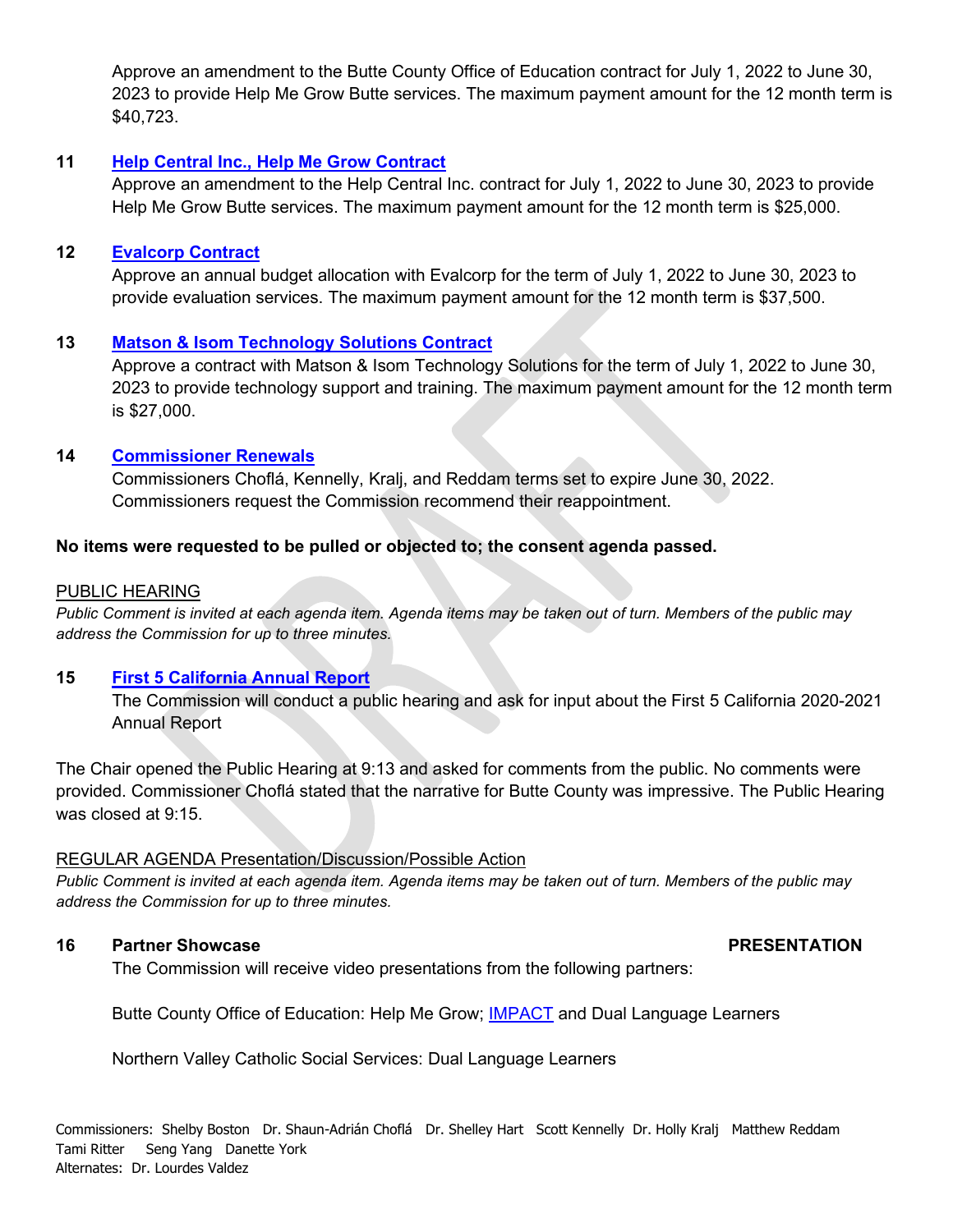Approve an amendment to the Butte County Office of Education contract for July 1, 2022 to June 30, 2023 to provide Help Me Grow Butte services. The maximum payment amount for the 12 month term is $40,723.

**11** **Help Central Inc., Help Me Grow Contract**
Approve an amendment to the Help Central Inc. contract for July 1, 2022 to June 30, 2023 to provide Help Me Grow Butte services. The maximum payment amount for the 12 month term is $25,000.

**12** **Evalcorp Contract**
Approve an annual budget allocation with Evalcorp for the term of July 1, 2022 to June 30, 2023 to provide evaluation services. The maximum payment amount for the 12 month term is $37,500.

**13** **Matson & Isom Technology Solutions Contract**
Approve a contract with Matson & Isom Technology Solutions for the term of July 1, 2022 to June 30, 2023 to provide technology support and training. The maximum payment amount for the 12 month term is $27,000.

**14** **Commissioner Renewals**
Commissioners Choflá, Kennelly, Kralj, and Reddam terms set to expire June 30, 2022. Commissioners request the Commission recommend their reappointment.

**No items were requested to be pulled or objected to; the consent agenda passed.**

PUBLIC HEARING

*Public Comment is invited at each agenda item. Agenda items may be taken out of turn. Members of the public may address the Commission for up to three minutes.*

**15** **First 5 California Annual Report**
The Commission will conduct a public hearing and ask for input about the First 5 California 2020-2021 Annual Report

The Chair opened the Public Hearing at 9:13 and asked for comments from the public. No comments were provided. Commissioner Choflá stated that the narrative for Butte County was impressive. The Public Hearing was closed at 9:15.

REGULAR AGENDA Presentation/Discussion/Possible Action

*Public Comment is invited at each agenda item. Agenda items may be taken out of turn. Members of the public may address the Commission for up to three minutes.*

**16** **Partner Showcase** **PRESENTATION**
The Commission will receive video presentations from the following partners:

Butte County Office of Education: Help Me Grow; IMPACT and Dual Language Learners

Northern Valley Catholic Social Services: Dual Language Learners

Commissioners: Shelby Boston Dr. Shaun-Adrián Choflá Dr. Shelley Hart Scott Kennelly Dr. Holly Kralj Matthew Reddam Tami Ritter Seng Yang Danette York
Alternates: Dr. Lourdes Valdez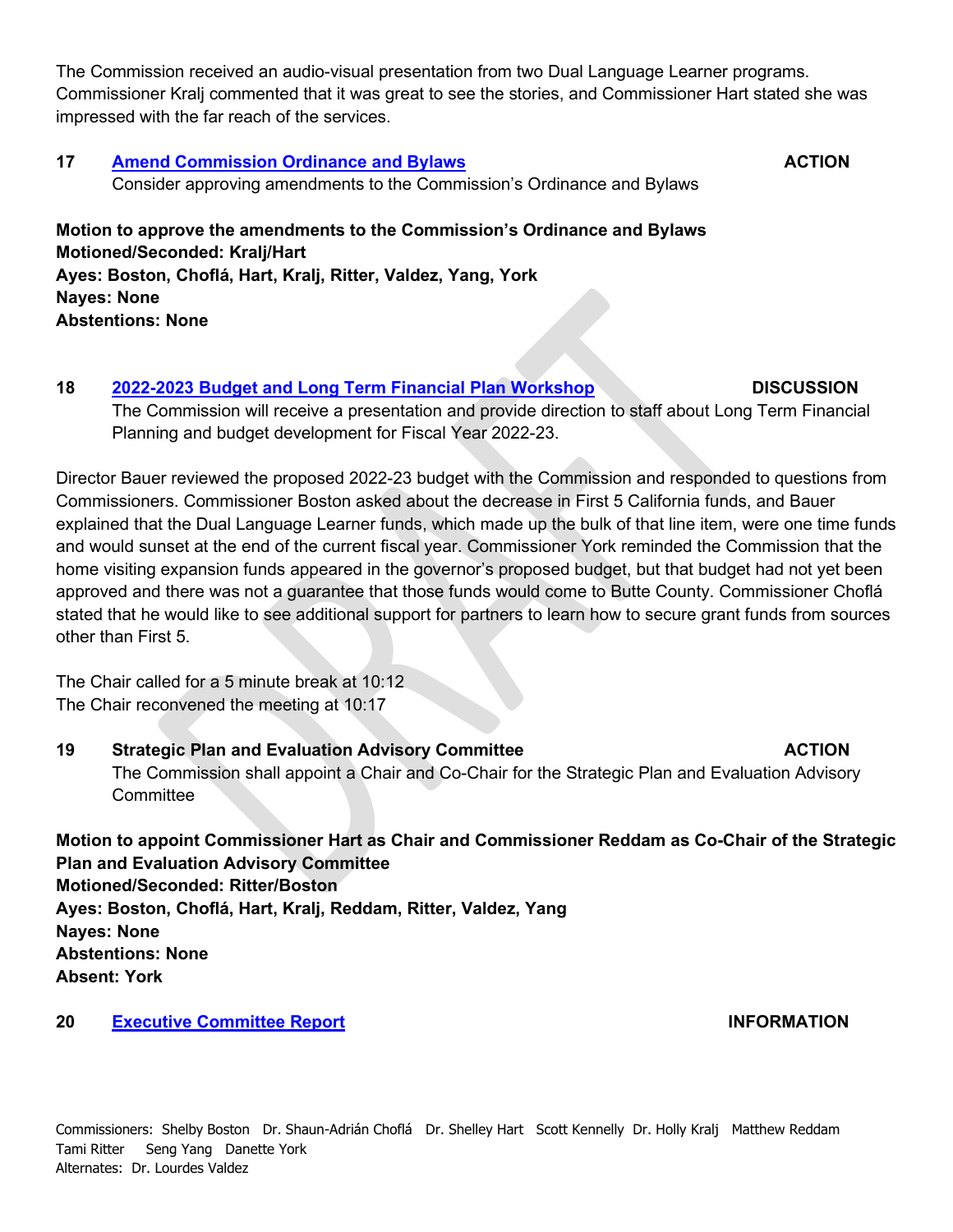The Commission received an audio-visual presentation from two Dual Language Learner programs. Commissioner Kralj commented that it was great to see the stories, and Commissioner Hart stated she was impressed with the far reach of the services.

**17** **Amend Commission Ordinance and Bylaws** **ACTION**
Consider approving amendments to the Commission's Ordinance and Bylaws

**Motion to approve the amendments to the Commission's Ordinance and Bylaws**
**Motioned/Seconded: Kralj/Hart**
**Ayes: Boston, Choflá, Hart, Kralj, Ritter, Valdez, Yang, York**
**Nayes: None**
**Abstentions: None**

**18** **2022-2023 Budget and Long Term Financial Plan Workshop** **DISCUSSION**
The Commission will receive a presentation and provide direction to staff about Long Term Financial Planning and budget development for Fiscal Year 2022-23.

Director Bauer reviewed the proposed 2022-23 budget with the Commission and responded to questions from Commissioners. Commissioner Boston asked about the decrease in First 5 California funds, and Bauer explained that the Dual Language Learner funds, which made up the bulk of that line item, were one time funds and would sunset at the end of the current fiscal year. Commissioner York reminded the Commission that the home visiting expansion funds appeared in the governor's proposed budget, but that budget had not yet been approved and there was not a guarantee that those funds would come to Butte County. Commissioner Choflá stated that he would like to see additional support for partners to learn how to secure grant funds from sources other than First 5.

The Chair called for a 5 minute break at 10:12
The Chair reconvened the meeting at 10:17

**19** **Strategic Plan and Evaluation Advisory Committee** **ACTION**
The Commission shall appoint a Chair and Co-Chair for the Strategic Plan and Evaluation Advisory Committee

**Motion to appoint Commissioner Hart as Chair and Commissioner Reddam as Co-Chair of the Strategic Plan and Evaluation Advisory Committee**
**Motioned/Seconded: Ritter/Boston**
**Ayes: Boston, Choflá, Hart, Kralj, Reddam, Ritter, Valdez, Yang**
**Nayes: None**
**Abstentions: None**
**Absent: York**

**20** **Executive Committee Report** **INFORMATION**

Commissioners: Shelby Boston Dr. Shaun-Adrián Choflá Dr. Shelley Hart Scott Kennelly Dr. Holly Kralj Matthew Reddam Tami Ritter Seng Yang Danette York
Alternates: Dr. Lourdes Valdez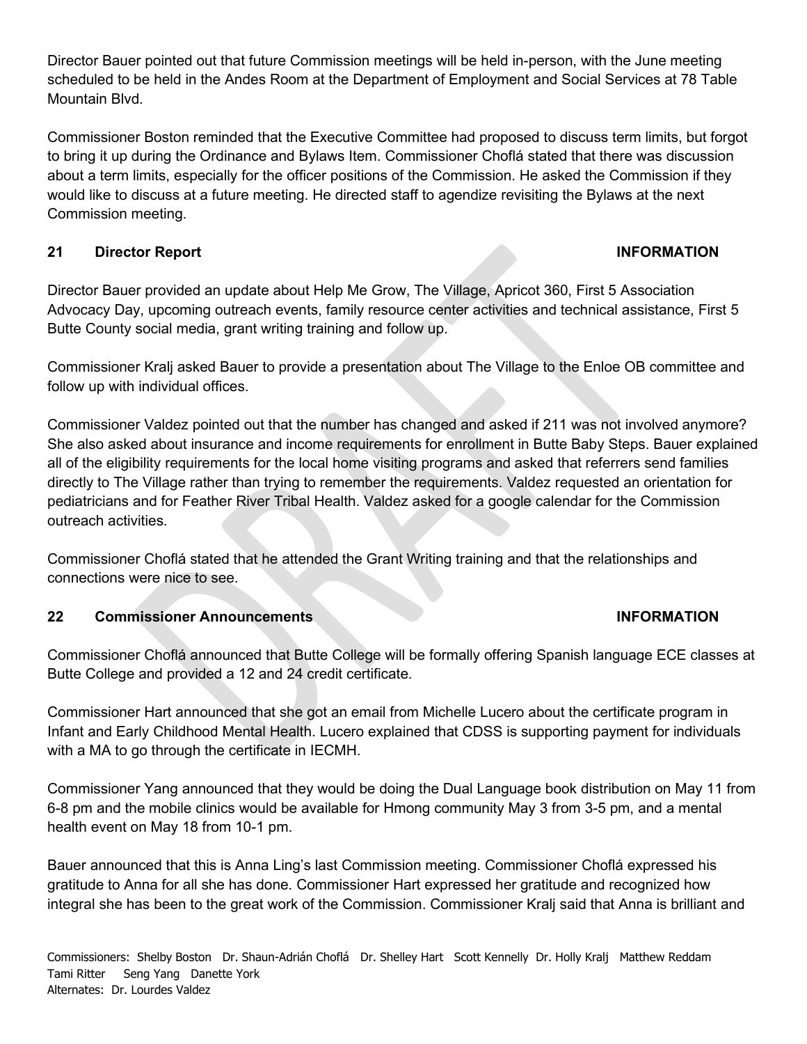Director Bauer pointed out that future Commission meetings will be held in-person, with the June meeting scheduled to be held in the Andes Room at the Department of Employment and Social Services at 78 Table Mountain Blvd.

Commissioner Boston reminded that the Executive Committee had proposed to discuss term limits, but forgot to bring it up during the Ordinance and Bylaws Item. Commissioner Choflá stated that there was discussion about a term limits, especially for the officer positions of the Commission. He asked the Commission if they would like to discuss at a future meeting. He directed staff to agendize revisiting the Bylaws at the next Commission meeting.

## 21 Director Report — INFORMATION

Director Bauer provided an update about Help Me Grow, The Village, Apricot 360, First 5 Association Advocacy Day, upcoming outreach events, family resource center activities and technical assistance, First 5 Butte County social media, grant writing training and follow up.

Commissioner Kralj asked Bauer to provide a presentation about The Village to the Enloe OB committee and follow up with individual offices.

Commissioner Valdez pointed out that the number has changed and asked if 211 was not involved anymore? She also asked about insurance and income requirements for enrollment in Butte Baby Steps. Bauer explained all of the eligibility requirements for the local home visiting programs and asked that referrers send families directly to The Village rather than trying to remember the requirements. Valdez requested an orientation for pediatricians and for Feather River Tribal Health. Valdez asked for a google calendar for the Commission outreach activities.

Commissioner Choflá stated that he attended the Grant Writing training and that the relationships and connections were nice to see.

## 22 Commissioner Announcements — INFORMATION

Commissioner Choflá announced that Butte College will be formally offering Spanish language ECE classes at Butte College and provided a 12 and 24 credit certificate.

Commissioner Hart announced that she got an email from Michelle Lucero about the certificate program in Infant and Early Childhood Mental Health. Lucero explained that CDSS is supporting payment for individuals with a MA to go through the certificate in IECMH.

Commissioner Yang announced that they would be doing the Dual Language book distribution on May 11 from 6-8 pm and the mobile clinics would be available for Hmong community May 3 from 3-5 pm, and a mental health event on May 18 from 10-1 pm.

Bauer announced that this is Anna Ling's last Commission meeting. Commissioner Choflá expressed his gratitude to Anna for all she has done. Commissioner Hart expressed her gratitude and recognized how integral she has been to the great work of the Commission. Commissioner Kralj said that Anna is brilliant and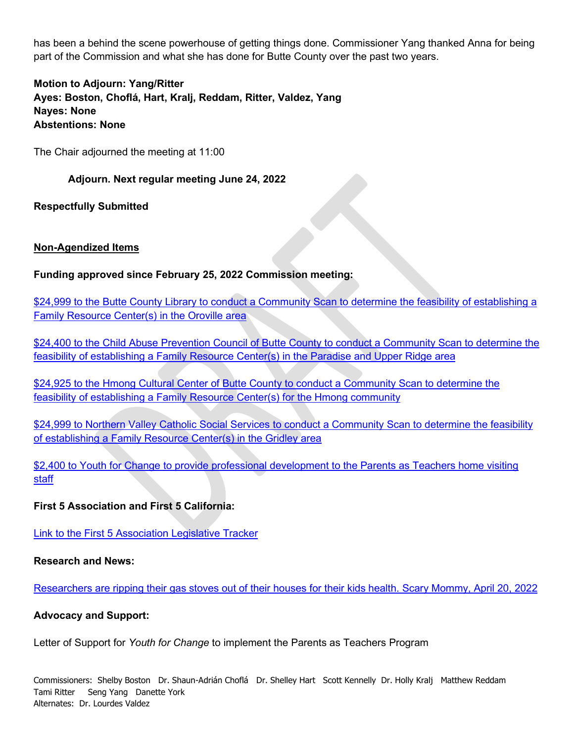has been a behind the scene powerhouse of getting things done. Commissioner Yang thanked Anna for being part of the Commission and what she has done for Butte County over the past two years.

**Motion to Adjourn: Yang/Ritter**
**Ayes: Boston, Choflá, Hart, Kralj, Reddam, Ritter, Valdez, Yang**
**Nayes: None**
**Abstentions: None**

The Chair adjourned the meeting at 11:00

**Adjourn. Next regular meeting June 24, 2022**

**Respectfully Submitted**

**Non-Agendized Items**

**Funding approved since February 25, 2022 Commission meeting:**

$24,999 to the Butte County Library to conduct a Community Scan to determine the feasibility of establishing a Family Resource Center(s) in the Oroville area

$24,400 to the Child Abuse Prevention Council of Butte County to conduct a Community Scan to determine the feasibility of establishing a Family Resource Center(s) in the Paradise and Upper Ridge area

$24,925 to the Hmong Cultural Center of Butte County to conduct a Community Scan to determine the feasibility of establishing a Family Resource Center(s) for the Hmong community

$24,999 to Northern Valley Catholic Social Services to conduct a Community Scan to determine the feasibility of establishing a Family Resource Center(s) in the Gridley area

$2,400 to Youth for Change to provide professional development to the Parents as Teachers home visiting staff

**First 5 Association and First 5 California:**

Link to the First 5 Association Legislative Tracker

**Research and News:**

Researchers are ripping their gas stoves out of their houses for their kids health. Scary Mommy, April 20, 2022

**Advocacy and Support:**

Letter of Support for *Youth for Change* to implement the Parents as Teachers Program

Commissioners: Shelby Boston Dr. Shaun-Adrián Choflá Dr. Shelley Hart Scott Kennelly Dr. Holly Kralj Matthew Reddam Tami Ritter Seng Yang Danette York
Alternates: Dr. Lourdes Valdez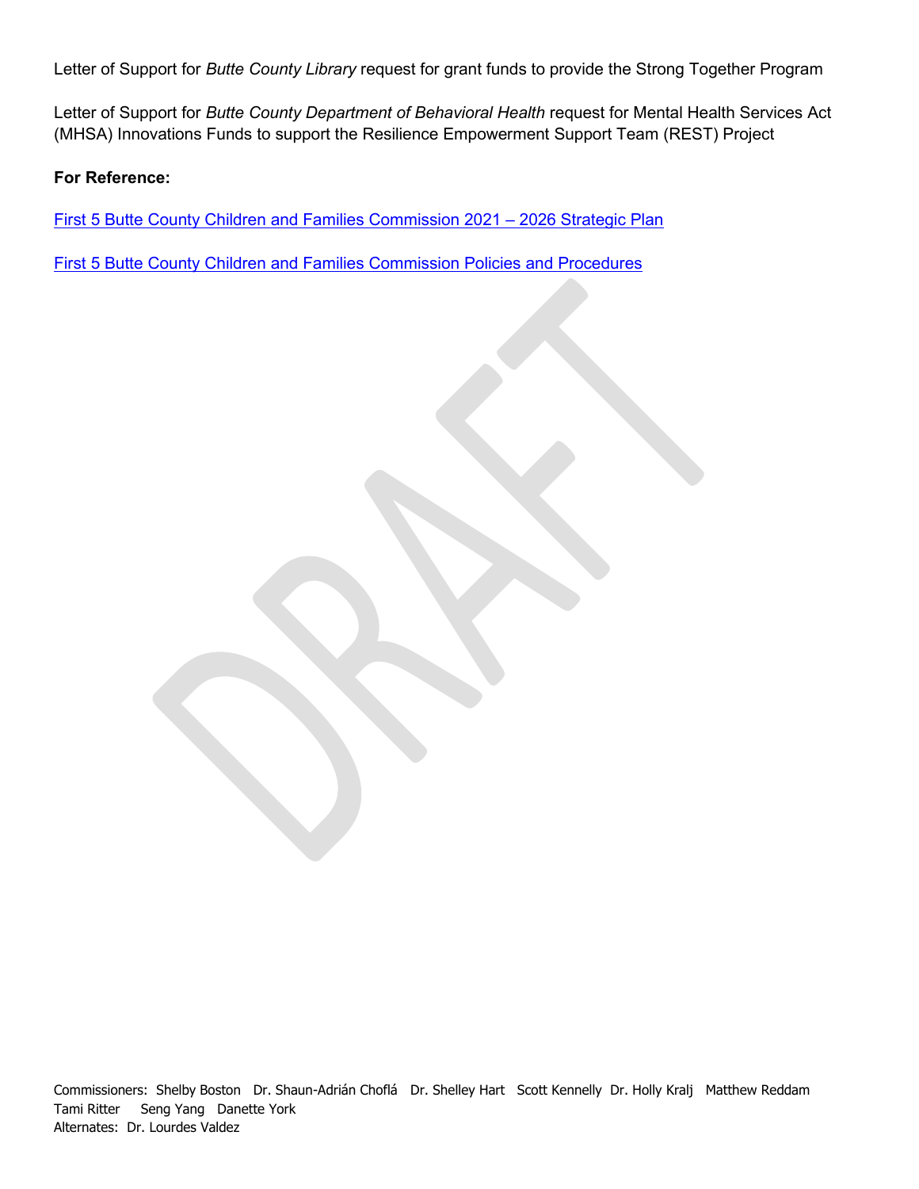Letter of Support for *Butte County Library* request for grant funds to provide the Strong Together Program

Letter of Support for *Butte County Department of Behavioral Health* request for Mental Health Services Act (MHSA) Innovations Funds to support the Resilience Empowerment Support Team (REST) Project

**For Reference:**

First 5 Butte County Children and Families Commission 2021 – 2026 Strategic Plan

First 5 Butte County Children and Families Commission Policies and Procedures

DRAFT

Commissioners: Shelby Boston Dr. Shaun-Adrián Choflá Dr. Shelley Hart Scott Kennelly Dr. Holly Kralj Matthew Reddam Tami Ritter Seng Yang Danette York
Alternates: Dr. Lourdes Valdez